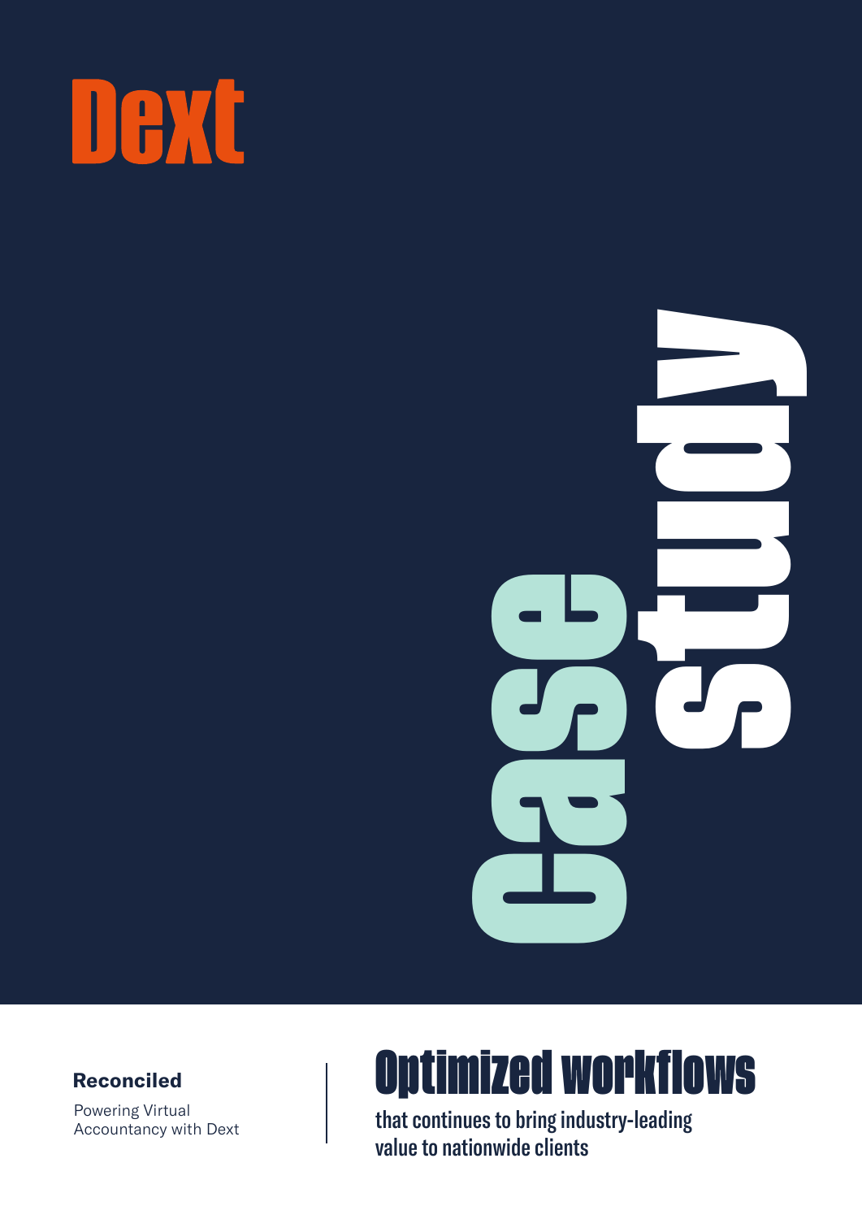Dext

Case study

**Reconciled**

Powering Virtual Accountancy with Dext

# Optimized workflows

that continues to bring industry-leading value to nationwide clients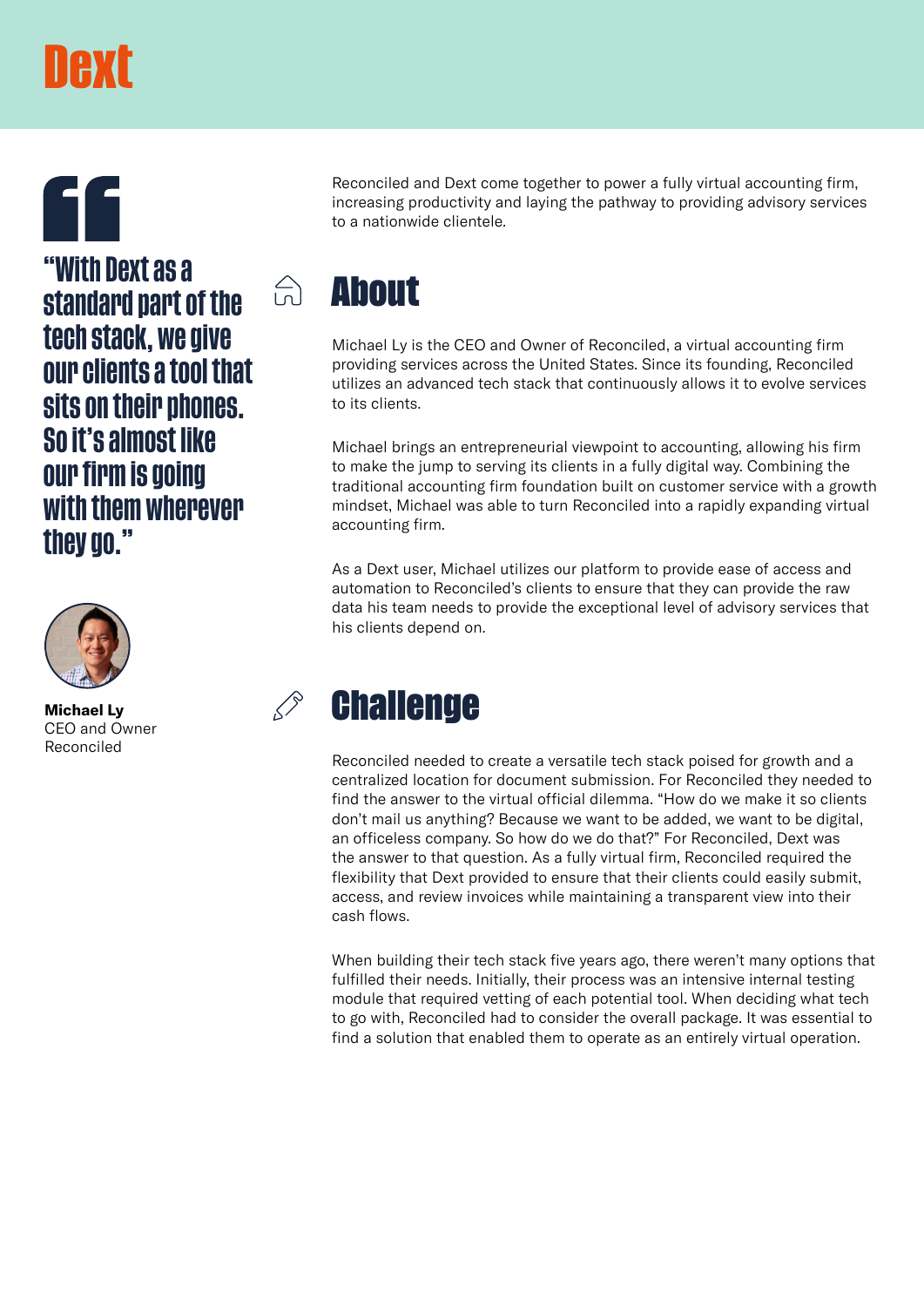Dext

> "With Dext as a standard part of the tech stack, we give our clients a tool that sits on their phones. So it's almost like our firm is going with them wherever they go."

**Michael Ly**
CEO and Owner
Reconciled

Reconciled and Dext come together to power a fully virtual accounting firm, increasing productivity and laying the pathway to providing advisory services to a nationwide clientele.

## About

Michael Ly is the CEO and Owner of Reconciled, a virtual accounting firm providing services across the United States. Since its founding, Reconciled utilizes an advanced tech stack that continuously allows it to evolve services to its clients.

Michael brings an entrepreneurial viewpoint to accounting, allowing his firm to make the jump to serving its clients in a fully digital way. Combining the traditional accounting firm foundation built on customer service with a growth mindset, Michael was able to turn Reconciled into a rapidly expanding virtual accounting firm.

As a Dext user, Michael utilizes our platform to provide ease of access and automation to Reconciled's clients to ensure that they can provide the raw data his team needs to provide the exceptional level of advisory services that his clients depend on.

## Challenge

Reconciled needed to create a versatile tech stack poised for growth and a centralized location for document submission. For Reconciled they needed to find the answer to the virtual official dilemma. "How do we make it so clients don't mail us anything? Because we want to be added, we want to be digital, an officeless company. So how do we do that?" For Reconciled, Dext was the answer to that question. As a fully virtual firm, Reconciled required the flexibility that Dext provided to ensure that their clients could easily submit, access, and review invoices while maintaining a transparent view into their cash flows.

When building their tech stack five years ago, there weren't many options that fulfilled their needs. Initially, their process was an intensive internal testing module that required vetting of each potential tool. When deciding what tech to go with, Reconciled had to consider the overall package. It was essential to find a solution that enabled them to operate as an entirely virtual operation.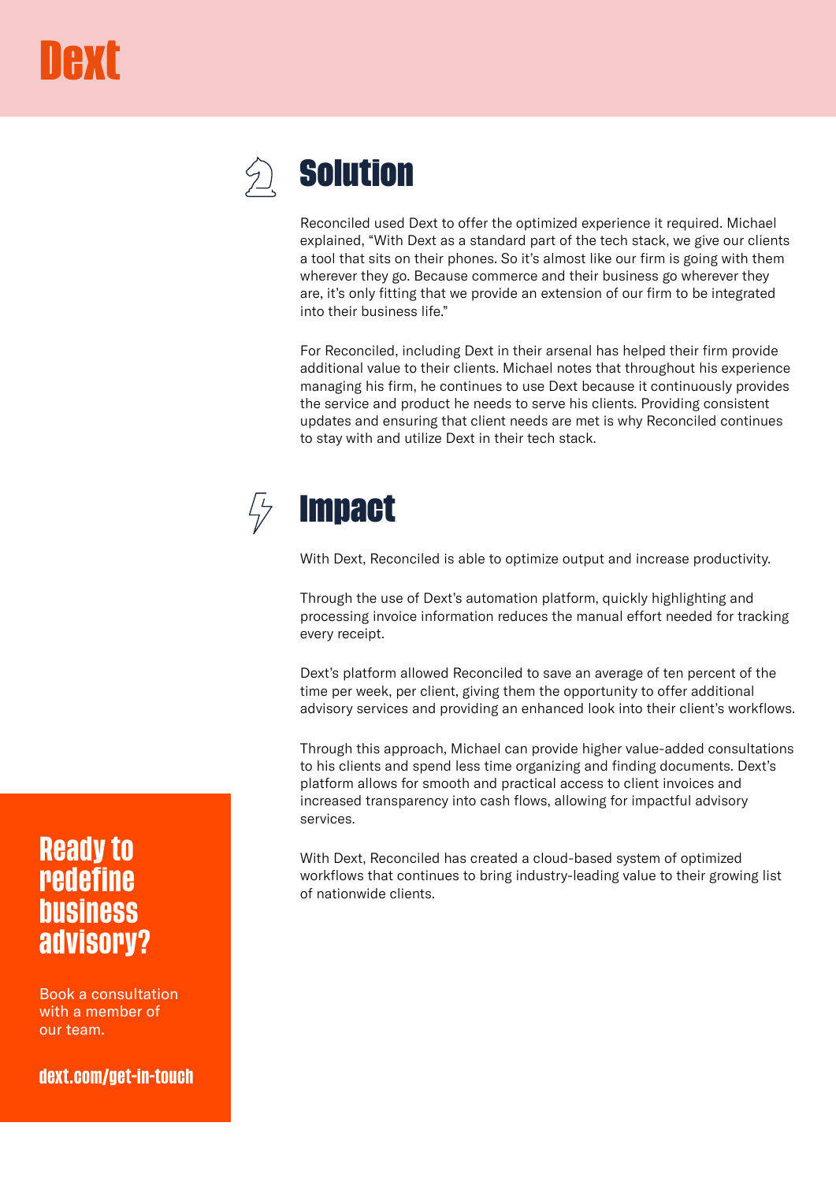# Dext

## Solution

Reconciled used Dext to offer the optimized experience it required. Michael explained, "With Dext as a standard part of the tech stack, we give our clients a tool that sits on their phones. So it's almost like our firm is going with them wherever they go. Because commerce and their business go wherever they are, it's only fitting that we provide an extension of our firm to be integrated into their business life."

For Reconciled, including Dext in their arsenal has helped their firm provide additional value to their clients. Michael notes that throughout his experience managing his firm, he continues to use Dext because it continuously provides the service and product he needs to serve his clients. Providing consistent updates and ensuring that client needs are met is why Reconciled continues to stay with and utilize Dext in their tech stack.

## Impact

With Dext, Reconciled is able to optimize output and increase productivity.

Through the use of Dext's automation platform, quickly highlighting and processing invoice information reduces the manual effort needed for tracking every receipt.

Dext's platform allowed Reconciled to save an average of ten percent of the time per week, per client, giving them the opportunity to offer additional advisory services and providing an enhanced look into their client's workflows.

Through this approach, Michael can provide higher value-added consultations to his clients and spend less time organizing and finding documents. Dext's platform allows for smooth and practical access to client invoices and increased transparency into cash flows, allowing for impactful advisory services.

With Dext, Reconciled has created a cloud-based system of optimized workflows that continues to bring industry-leading value to their growing list of nationwide clients.

## Ready to redefine business advisory?

Book a consultation with a member of our team.

dext.com/get-in-touch